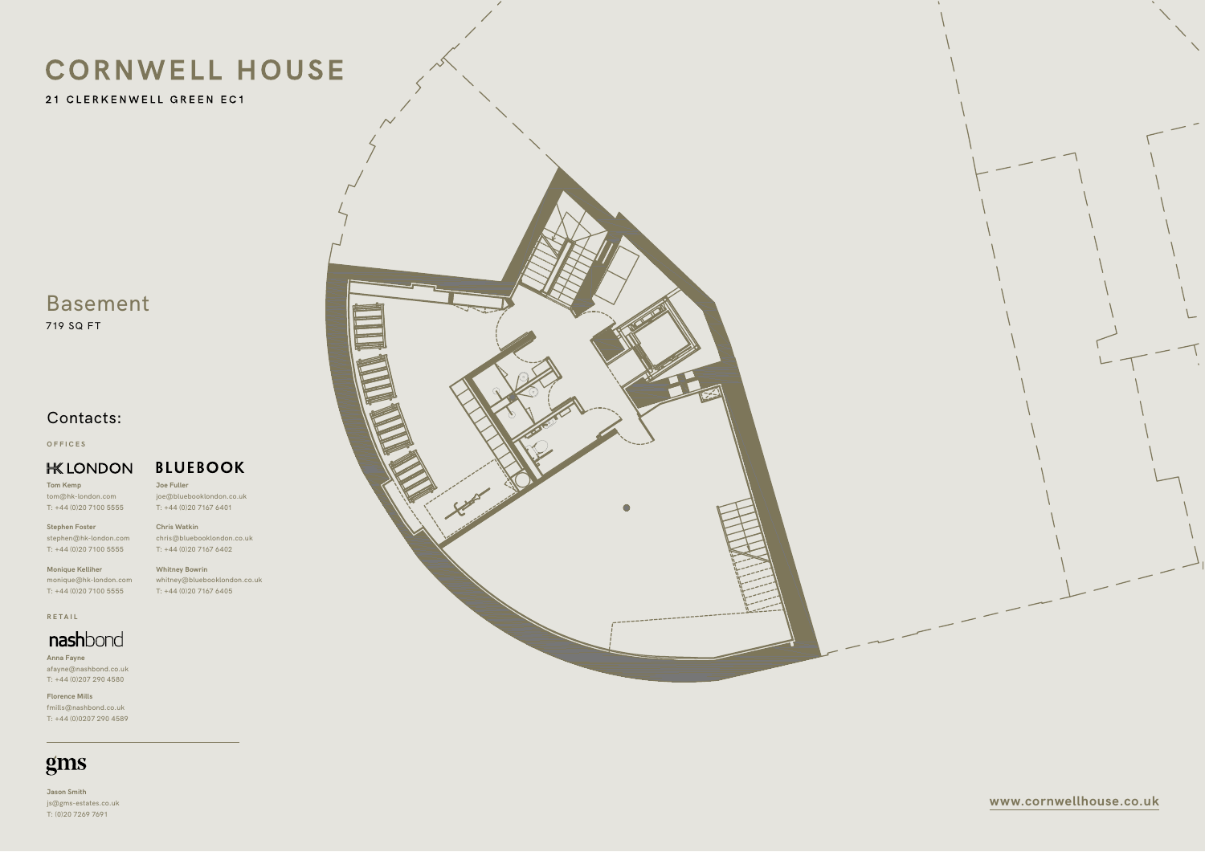# CORNWELL HOUSE

**21 CLERKENWELL GREEN EC1**

## Basement

719 SQ FT

## Contacts:

OFFICES

**HK LONDON**

**Tom Kemp**
tom@hk-london.com
T: +44 (0)20 7100 5555

**Stephen Foster**
stephen@hk-london.com
T: +44 (0)20 7100 5555

**Monique Kelliher**
monique@hk-london.com
T: +44 (0)20 7100 5555

**BLUEBOOK**

**Joe Fuller**
joe@bluebooklondon.co.uk
T: +44 (0)20 7167 6401

**Chris Watkin**
chris@bluebooklondon.co.uk
T: +44 (0)20 7167 6402

**Whitney Bowrin**
whitney@bluebooklondon.co.uk
T: +44 (0)20 7167 6405

RETAIL

**nashbond**

**Anna Fayne**
afayne@nashbond.co.uk
T: +44 (0)207 290 4580

**Florence Mills**
fmills@nashbond.co.uk
T: +44 (0)0207 290 4589

---

**gms**

**Jason Smith**
js@gms-estates.co.uk
T: (0)20 7269 7691

www.cornwellhouse.co.uk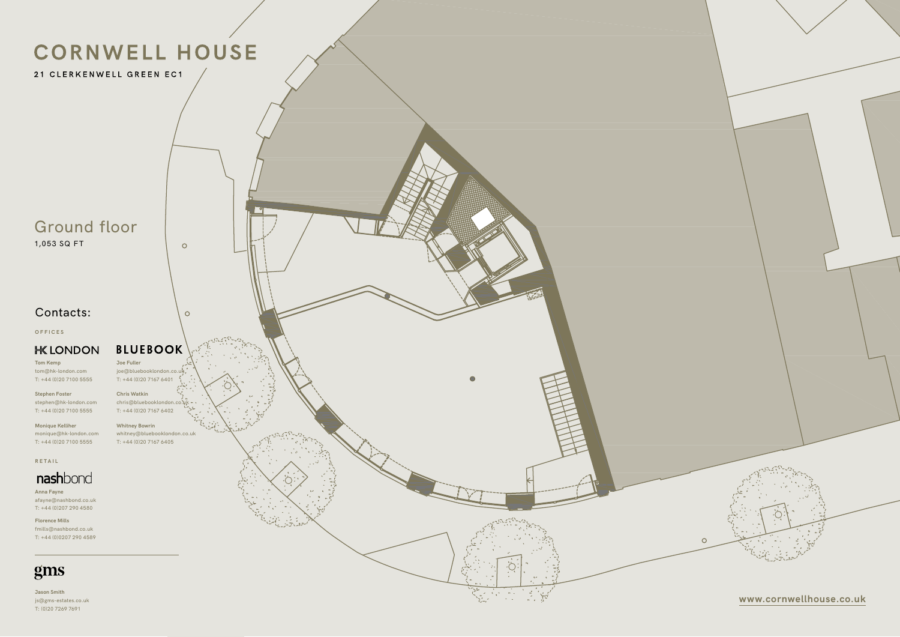# CORNWELL HOUSE

21 CLERKENWELL GREEN EC1

## Ground floor

1,053 SQ FT

## Contacts:

OFFICES

**HK LONDON**

**Tom Kemp**
tom@hk-london.com
T: +44 (0)20 7100 5555

**Stephen Foster**
stephen@hk-london.com
T: +44 (0)20 7100 5555

**Monique Kelliher**
monique@hk-london.com
T: +44 (0)20 7100 5555

**BLUEBOOK**

**Joe Fuller**
joe@bluebooklondon.co.uk
T: +44 (0)20 7167 6401

**Chris Watkin**
chris@bluebooklondon.co.uk
T: +44 (0)20 7167 6402

**Whitney Bowrin**
whitney@bluebooklondon.co.uk
T: +44 (0)20 7167 6405

RETAIL

**nashbond**

**Anna Fayne**
afayne@nashbond.co.uk
T: +44 (0)207 290 4580

**Florence Mills**
fmills@nashbond.co.uk
T: +44 (0)207 290 4589

**gms**

**Jason Smith**
js@gms-estates.co.uk
T: (0)20 7269 7691

www.cornwellhouse.co.uk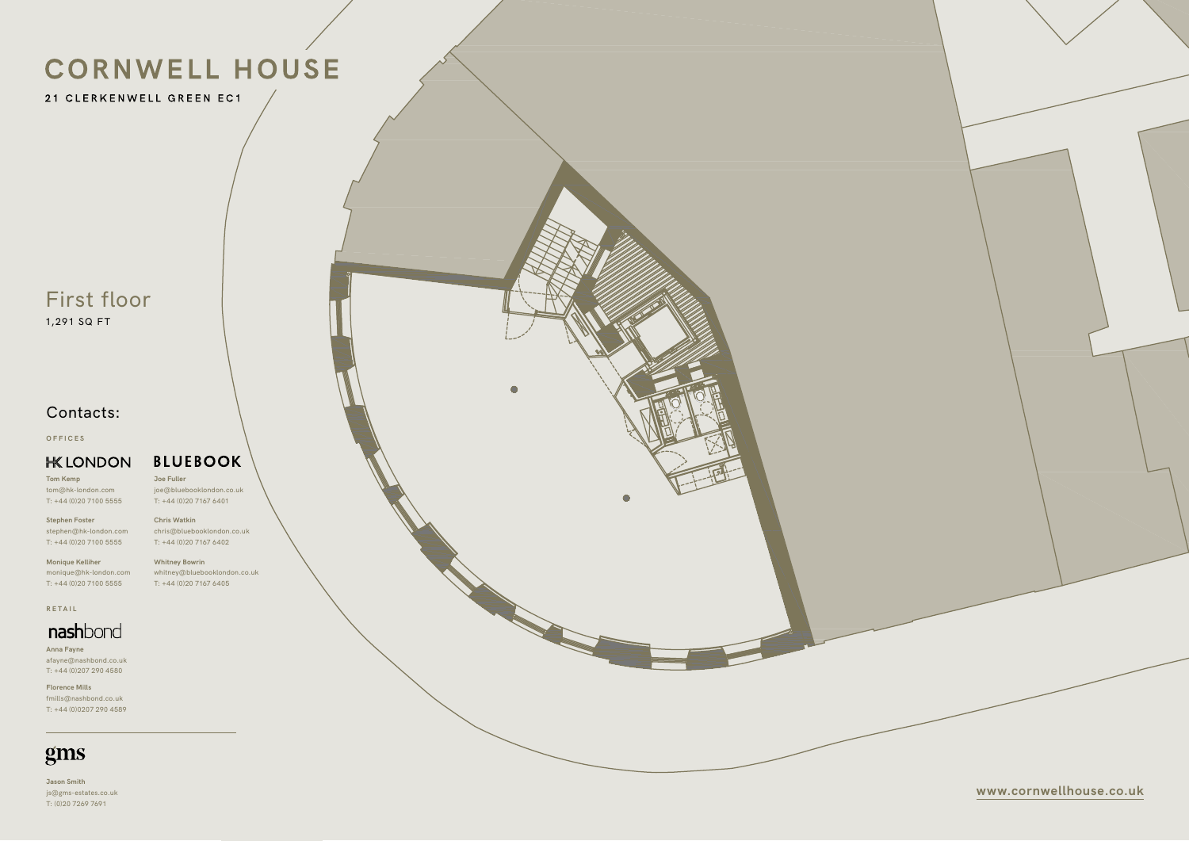# CORNWELL HOUSE

21 CLERKENWELL GREEN EC1

## First floor

1,291 SQ FT

## Contacts:

OFFICES

**HK LONDON**

**Tom Kemp**
tom@hk-london.com
T: +44 (0)20 7100 5555

**Stephen Foster**
stephen@hk-london.com
T: +44 (0)20 7100 5555

**Monique Kelliher**
monique@hk-london.com
T: +44 (0)20 7100 5555

**BLUEBOOK**

**Joe Fuller**
joe@bluebooklondon.co.uk
T: +44 (0)20 7167 6401

**Chris Watkin**
chris@bluebooklondon.co.uk
T: +44 (0)20 7167 6402

**Whitney Bowrin**
whitney@bluebooklondon.co.uk
T: +44 (0)20 7167 6405

RETAIL

**nashbond**

**Anna Fayne**
afayne@nashbond.co.uk
T: +44 (0)207 290 4580

**Florence Mills**
fmills@nashbond.co.uk
T: +44 (0)207 290 4589

---

**gms**

**Jason Smith**
js@gms-estates.co.uk
T: (0)20 7269 7691

www.cornwellhouse.co.uk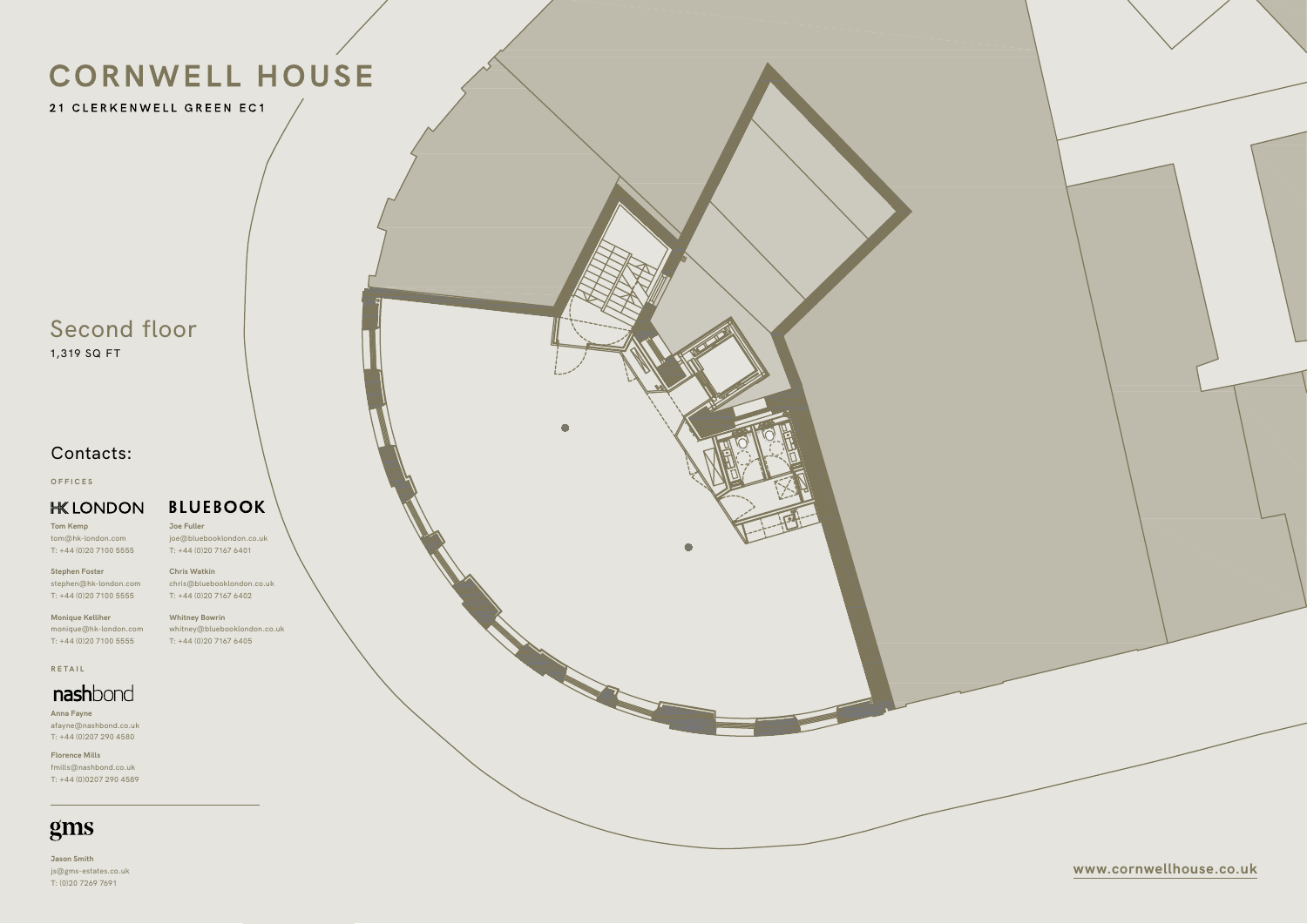# CORNWELL HOUSE

21 CLERKENWELL GREEN EC1

## Second floor

1,319 SQ FT

## Contacts:

OFFICES

**HK LONDON**

**Tom Kemp**
tom@hk-london.com
T: +44 (0)20 7100 5555

**Stephen Foster**
stephen@hk-london.com
T: +44 (0)20 7100 5555

**Monique Kelliher**
monique@hk-london.com
T: +44 (0)20 7100 5555

**BLUEBOOK**

**Joe Fuller**
joe@bluebooklondon.co.uk
T: +44 (0)20 7167 6401

**Chris Watkin**
chris@bluebooklondon.co.uk
T: +44 (0)20 7167 6402

**Whitney Bowrin**
whitney@bluebooklondon.co.uk
T: +44 (0)20 7167 6405

RETAIL

**nashbond**

**Anna Fayne**
afayne@nashbond.co.uk
T: +44 (0)207 290 4580

**Florence Mills**
fmills@nashbond.co.uk
T: +44 (0)207 290 4589

**gms**

**Jason Smith**
js@gms-estates.co.uk
T: (0)20 7269 7691

www.cornwellhouse.co.uk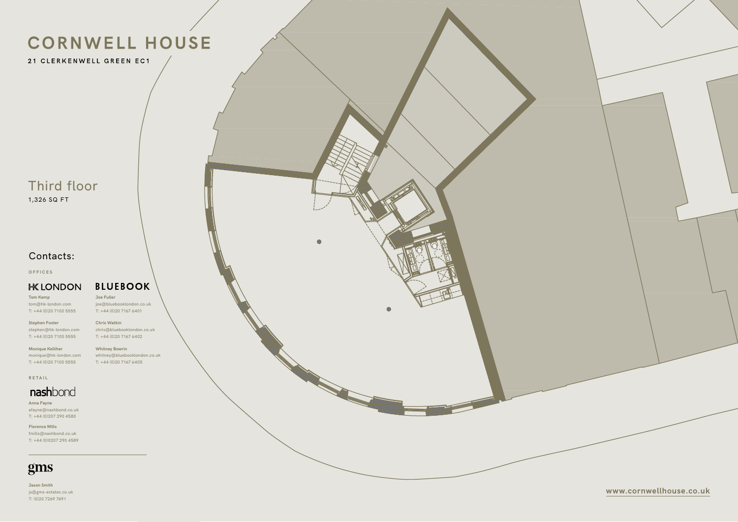# CORNWELL HOUSE

21 CLERKENWELL GREEN EC1

## Third floor

1,326 SQ FT

## Contacts:

OFFICES

**HK LONDON**

**Tom Kemp**
tom@hk-london.com
T: +44 (0)20 7100 5555

**Stephen Foster**
stephen@hk-london.com
T: +44 (0)20 7100 5555

**Monique Kelliher**
monique@hk-london.com
T: +44 (0)20 7100 5555

**BLUEBOOK**

**Joe Fuller**
joe@bluebooklondon.co.uk
T: +44 (0)20 7167 6401

**Chris Watkin**
chris@bluebooklondon.co.uk
T: +44 (0)20 7167 6402

**Whitney Bowrin**
whitney@bluebooklondon.co.uk
T: +44 (0)20 7167 6405

RETAIL

**nashbond**

**Anna Fayne**
afayne@nashbond.co.uk
T: +44 (0)207 290 4580

**Florence Mills**
fmills@nashbond.co.uk
T: +44 (0)207 290 4589

**gms**

**Jason Smith**
js@gms-estates.co.uk
T: (0)20 7269 7691

www.cornwellhouse.co.uk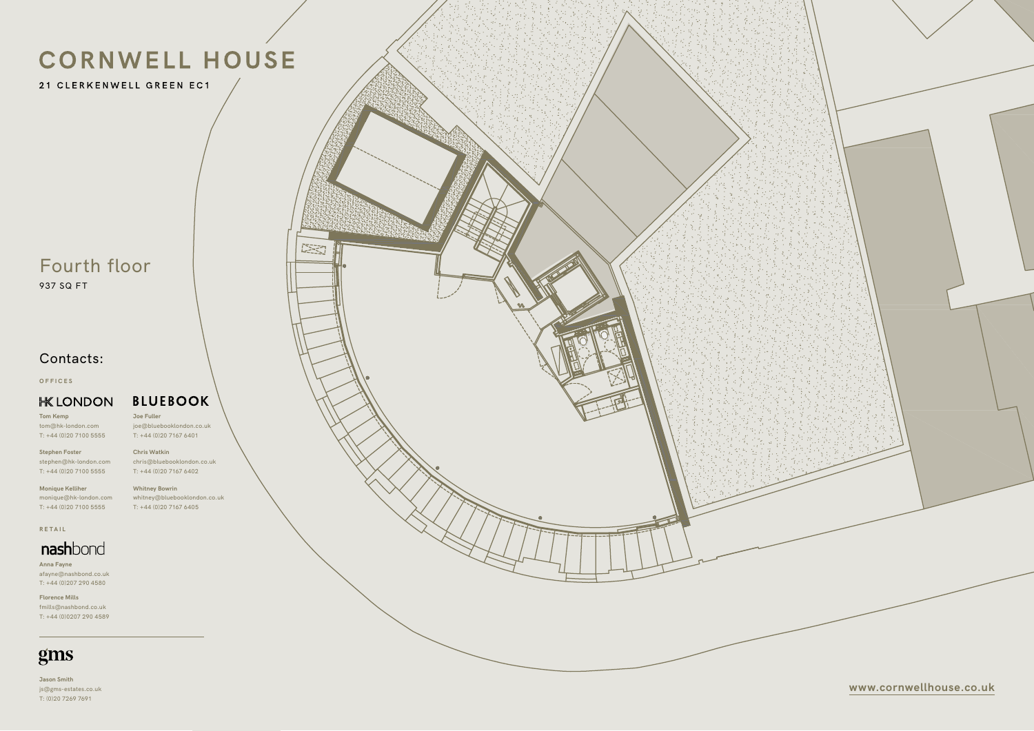# CORNWELL HOUSE

21 CLERKENWELL GREEN EC1

## Fourth floor

937 SQ FT

## Contacts:

OFFICES

**HK LONDON**

**Tom Kemp**
tom@hk-london.com
T: +44 (0)20 7100 5555

**Stephen Foster**
stephen@hk-london.com
T: +44 (0)20 7100 5555

**Monique Kelliher**
monique@hk-london.com
T: +44 (0)20 7100 5555

**BLUEBOOK**

**Joe Fuller**
joe@bluebooklondon.co.uk
T: +44 (0)20 7167 6401

**Chris Watkin**
chris@bluebooklondon.co.uk
T: +44 (0)20 7167 6402

**Whitney Bowrin**
whitney@bluebooklondon.co.uk
T: +44 (0)20 7167 6405

RETAIL

**nashbond**

**Anna Fayne**
afayne@nashbond.co.uk
T: +44 (0)207 290 4580

**Florence Mills**
fmills@nashbond.co.uk
T: +44 (0)0207 290 4589

**gms**

**Jason Smith**
js@gms-estates.co.uk
T: (0)20 7269 7691

www.cornwellhouse.co.uk